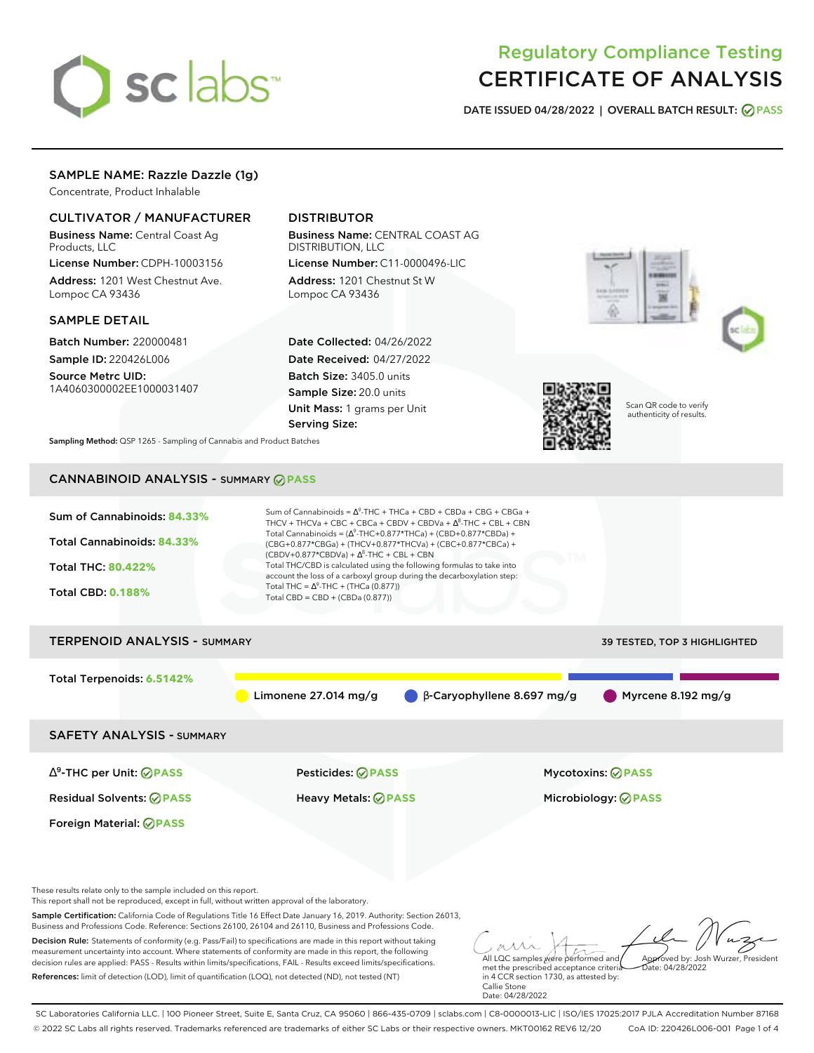# Regulatory Compliance Testing
# CERTIFICATE OF ANALYSIS

**DATE ISSUED 04/28/2022 | OVERALL BATCH RESULT: PASS**

## SAMPLE NAME: Razzle Dazzle (1g)

Concentrate, Product Inhalable

### CULTIVATOR / MANUFACTURER

**Business Name:** Central Coast Ag Products, LLC

**License Number:** CDPH-10003156

**Address:** 1201 West Chestnut Ave. Lompoc CA 93436

### DISTRIBUTOR

**Business Name:** CENTRAL COAST AG DISTRIBUTION, LLC

**License Number:** C11-0000496-LIC

**Address:** 1201 Chestnut St W Lompoc CA 93436

### SAMPLE DETAIL

**Batch Number:** 220000481

**Sample ID:** 220426L006

**Source Metrc UID:** 1A4060300002EE1000031407

**Date Collected:** 04/26/2022

**Date Received:** 04/27/2022

**Batch Size:** 3405.0 units

**Sample Size:** 20.0 units

**Unit Mass:** 1 grams per Unit

**Serving Size:**

Scan QR code to verify authenticity of results.

**Sampling Method:** QSP 1265 - Sampling of Cannabis and Product Batches

## CANNABINOID ANALYSIS - SUMMARY PASS

**Sum of Cannabinoids:** 84.33%

**Total Cannabinoids:** 84.33%

**Total THC:** 80.422%

**Total CBD:** 0.188%

Sum of Cannabinoids = $\Delta^9$-THC + THCa + CBD + CBDa + CBG + CBGa + THCV + THCVa + CBC + CBCa + CBDV + CBDVa + $\Delta^8$-THC + CBL + CBN

Total Cannabinoids = ($\Delta^9$-THC+0.877*THCa) + (CBD+0.877*CBDa) + (CBG+0.877*CBGa) + (THCV+0.877*THCVa) + (CBC+0.877*CBCa) + (CBDV+0.877*CBDVa) + $\Delta^8$-THC + CBL + CBN

Total THC/CBD is calculated using the following formulas to take into account the loss of a carboxyl group during the decarboxylation step:

Total THC = $\Delta^9$-THC + (THCa (0.877))

Total CBD = CBD + (CBDa (0.877))

## TERPENOID ANALYSIS - SUMMARY

39 TESTED, TOP 3 HIGHLIGHTED

**Total Terpenoids:** 6.5142%

Limonene 27.014 mg/g | β-Caryophyllene 8.697 mg/g | Myrcene 8.192 mg/g

## SAFETY ANALYSIS - SUMMARY

| | | |
|---|---|---|
| $\Delta^9$-THC per Unit: PASS | Pesticides: PASS | Mycotoxins: PASS |
| Residual Solvents: PASS | Heavy Metals: PASS | Microbiology: PASS |
| Foreign Material: PASS | | |

These results relate only to the sample included on this report.
This report shall not be reproduced, except in full, without written approval of the laboratory.

**Sample Certification:** California Code of Regulations Title 16 Effect Date January 16, 2019. Authority: Section 26013, Business and Professions Code. Reference: Sections 26100, 26104 and 26110, Business and Professions Code.

**Decision Rule:** Statements of conformity (e.g. Pass/Fail) to specifications are made in this report without taking measurement uncertainty into account. Where statements of conformity are made in this report, the following decision rules are applied: PASS - Results within limits/specifications, FAIL - Results exceed limits/specifications.

**References:** limit of detection (LOD), limit of quantification (LOQ), not detected (ND), not tested (NT)

All LQC samples were performed and met the prescribed acceptance criteria in 4 CCR section 1730, as attested by: Callie Stone
Date: 04/28/2022

Approved by: Josh Wurzer, President
Date: 04/28/2022

SC Laboratories California LLC. | 100 Pioneer Street, Suite E, Santa Cruz, CA 95060 | 866-435-0709 | sclabs.com | C8-0000013-LIC | ISO/IES 17025:2017 PJLA Accreditation Number 87168
© 2022 SC Labs all rights reserved. Trademarks referenced are trademarks of either SC Labs or their respective owners. MKT00162 REV6 12/20 CoA ID: 220426L006-001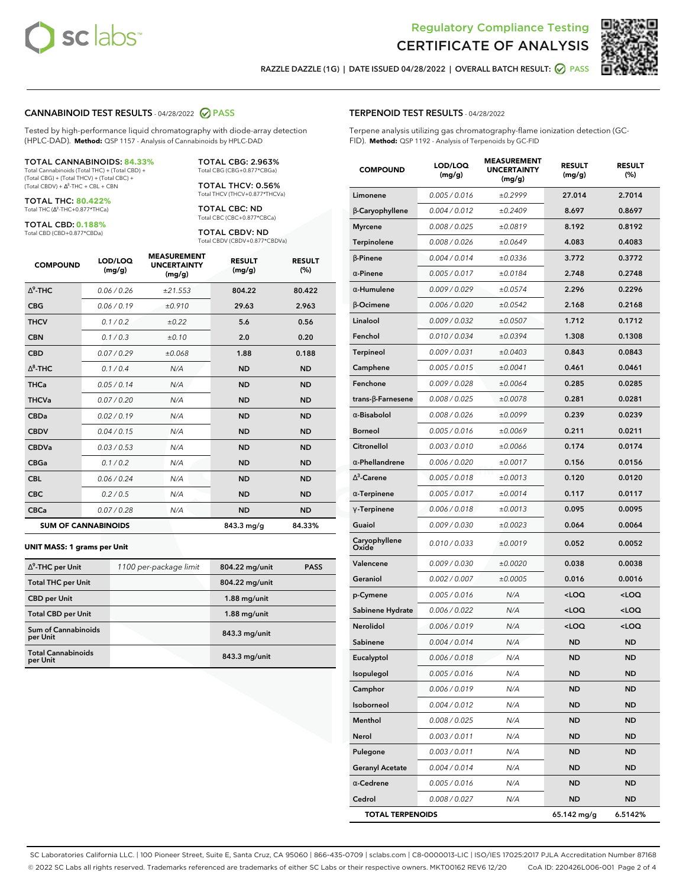Regulatory Compliance Testing

# CERTIFICATE OF ANALYSIS

RAZZLE DAZZLE (1G) | DATE ISSUED 04/28/2022 | OVERALL BATCH RESULT: PASS

## CANNABINOID TEST RESULTS - 04/28/2022 PASS

Tested by high-performance liquid chromatography with diode-array detection (HPLC-DAD). **Method:** QSP 1157 - Analysis of Cannabinoids by HPLC-DAD

**TOTAL CANNABINOIDS: 84.33%**
Total Cannabinoids (Total THC) + (Total CBD) + (Total CBG) + (Total THCV) + (Total CBC) + (Total CBDV) + Δ8-THC + CBL + CBN

**TOTAL THC: 80.422%**
Total THC (Δ9-THC+0.877*THCa)

**TOTAL CBD: 0.188%**
Total CBD (CBD+0.877*CBDa)

**TOTAL CBG: 2.963%**
Total CBG (CBG+0.877*CBGa)

**TOTAL THCV: 0.56%**
Total THCV (THCV+0.877*THCVa)

**TOTAL CBC: ND**
Total CBC (CBC+0.877*CBCa)

**TOTAL CBDV: ND**
Total CBDV (CBDV+0.877*CBDVa)

| COMPOUND | LOD/LOQ (mg/g) | MEASUREMENT UNCERTAINTY (mg/g) | RESULT (mg/g) | RESULT (%) |
|---|---|---|---|---|
| Δ9-THC | 0.06 / 0.26 | ±21.553 | 804.22 | 80.422 |
| CBG | 0.06 / 0.19 | ±0.910 | 29.63 | 2.963 |
| THCV | 0.1 / 0.2 | ±0.22 | 5.6 | 0.56 |
| CBN | 0.1 / 0.3 | ±0.10 | 2.0 | 0.20 |
| CBD | 0.07 / 0.29 | ±0.068 | 1.88 | 0.188 |
| Δ8-THC | 0.1 / 0.4 | N/A | ND | ND |
| THCa | 0.05 / 0.14 | N/A | ND | ND |
| THCVa | 0.07 / 0.20 | N/A | ND | ND |
| CBDa | 0.02 / 0.19 | N/A | ND | ND |
| CBDV | 0.04 / 0.15 | N/A | ND | ND |
| CBDVa | 0.03 / 0.53 | N/A | ND | ND |
| CBGa | 0.1 / 0.2 | N/A | ND | ND |
| CBL | 0.06 / 0.24 | N/A | ND | ND |
| CBC | 0.2 / 0.5 | N/A | ND | ND |
| CBCa | 0.07 / 0.28 | N/A | ND | ND |
| **SUM OF CANNABINOIDS** | | | 843.3 mg/g | 84.33% |

**UNIT MASS: 1 grams per Unit**

| | | | |
|---|---|---|---|
| Δ9-THC per Unit | 1100 per-package limit | 804.22 mg/unit | PASS |
| Total THC per Unit | | 804.22 mg/unit | |
| CBD per Unit | | 1.88 mg/unit | |
| Total CBD per Unit | | 1.88 mg/unit | |
| Sum of Cannabinoids per Unit | | 843.3 mg/unit | |
| Total Cannabinoids per Unit | | 843.3 mg/unit | |

## TERPENOID TEST RESULTS - 04/28/2022

Terpene analysis utilizing gas chromatography-flame ionization detection (GC-FID). **Method:** QSP 1192 - Analysis of Terpenoids by GC-FID

| COMPOUND | LOD/LOQ (mg/g) | MEASUREMENT UNCERTAINTY (mg/g) | RESULT (mg/g) | RESULT (%) |
|---|---|---|---|---|
| Limonene | 0.005 / 0.016 | ±0.2999 | 27.014 | 2.7014 |
| β-Caryophyllene | 0.004 / 0.012 | ±0.2409 | 8.697 | 0.8697 |
| Myrcene | 0.008 / 0.025 | ±0.0819 | 8.192 | 0.8192 |
| Terpinolene | 0.008 / 0.026 | ±0.0649 | 4.083 | 0.4083 |
| β-Pinene | 0.004 / 0.014 | ±0.0336 | 3.772 | 0.3772 |
| α-Pinene | 0.005 / 0.017 | ±0.0184 | 2.748 | 0.2748 |
| α-Humulene | 0.009 / 0.029 | ±0.0574 | 2.296 | 0.2296 |
| β-Ocimene | 0.006 / 0.020 | ±0.0542 | 2.168 | 0.2168 |
| Linalool | 0.009 / 0.032 | ±0.0507 | 1.712 | 0.1712 |
| Fenchol | 0.010 / 0.034 | ±0.0394 | 1.308 | 0.1308 |
| Terpineol | 0.009 / 0.031 | ±0.0403 | 0.843 | 0.0843 |
| Camphene | 0.005 / 0.015 | ±0.0041 | 0.461 | 0.0461 |
| Fenchone | 0.009 / 0.028 | ±0.0064 | 0.285 | 0.0285 |
| trans-β-Farnesene | 0.008 / 0.025 | ±0.0078 | 0.281 | 0.0281 |
| α-Bisabolol | 0.008 / 0.026 | ±0.0099 | 0.239 | 0.0239 |
| Borneol | 0.005 / 0.016 | ±0.0069 | 0.211 | 0.0211 |
| Citronellol | 0.003 / 0.010 | ±0.0066 | 0.174 | 0.0174 |
| α-Phellandrene | 0.006 / 0.020 | ±0.0017 | 0.156 | 0.0156 |
| Δ3-Carene | 0.005 / 0.018 | ±0.0013 | 0.120 | 0.0120 |
| α-Terpinene | 0.005 / 0.017 | ±0.0014 | 0.117 | 0.0117 |
| γ-Terpinene | 0.006 / 0.018 | ±0.0013 | 0.095 | 0.0095 |
| Guaiol | 0.009 / 0.030 | ±0.0023 | 0.064 | 0.0064 |
| Caryophyllene Oxide | 0.010 / 0.033 | ±0.0019 | 0.052 | 0.0052 |
| Valencene | 0.009 / 0.030 | ±0.0020 | 0.038 | 0.0038 |
| Geraniol | 0.002 / 0.007 | ±0.0005 | 0.016 | 0.0016 |
| p-Cymene | 0.005 / 0.016 | N/A | <LOQ | <LOQ |
| Sabinene Hydrate | 0.006 / 0.022 | N/A | <LOQ | <LOQ |
| Nerolidol | 0.006 / 0.019 | N/A | <LOQ | <LOQ |
| Sabinene | 0.004 / 0.014 | N/A | ND | ND |
| Eucalyptol | 0.006 / 0.018 | N/A | ND | ND |
| Isopulegol | 0.005 / 0.016 | N/A | ND | ND |
| Camphor | 0.006 / 0.019 | N/A | ND | ND |
| Isoborneol | 0.004 / 0.012 | N/A | ND | ND |
| Menthol | 0.008 / 0.025 | N/A | ND | ND |
| Nerol | 0.003 / 0.011 | N/A | ND | ND |
| Pulegone | 0.003 / 0.011 | N/A | ND | ND |
| Geranyl Acetate | 0.004 / 0.014 | N/A | ND | ND |
| α-Cedrene | 0.005 / 0.016 | N/A | ND | ND |
| Cedrol | 0.008 / 0.027 | N/A | ND | ND |
| **TOTAL TERPENOIDS** | | | 65.142 mg/g | 6.5142% |

SC Laboratories California LLC. | 100 Pioneer Street, Suite E, Santa Cruz, CA 95060 | 866-435-0709 | sclabs.com | C8-0000013-LIC | ISO/IES 17025:2017 PJLA Accreditation Number 87168
© 2022 SC Labs all rights reserved. Trademarks referenced are trademarks of either SC Labs or their respective owners. MKT00162 REV6 12/20 CoA ID: 220426L006-001